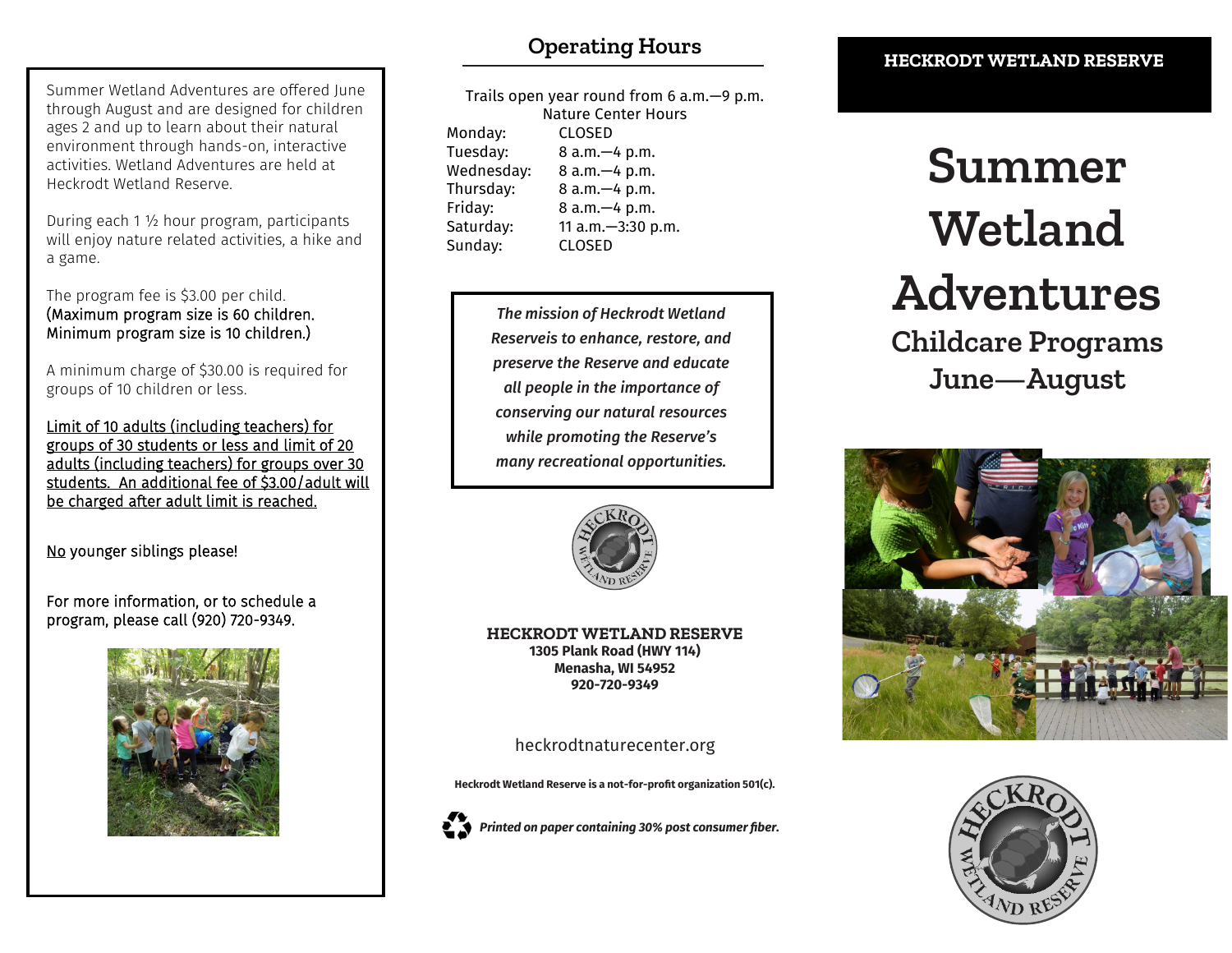Summer Wetland Adventures are offered June through August and are designed for children ages 2 and up to learn about their natural environment through hands-on, interactive activities. Wetland Adventures are held at Heckrodt Wetland Reserve.

During each 1 ½ hour program, participants will enjoy nature related activities, a hike and a game.

The program fee is $3.00 per child. (Maximum program size is 60 children. Minimum program size is 10 children.)

A minimum charge of $30.00 is required for groups of 10 children or less.

<u>Limit of 10 adults (including teachers) for groups of 30 students or less and limit of 20 adults (including teachers) for groups over 30 students. An additional fee of $3.00/adult will be charged after adult limit is reached.</u>

<u>No</u> younger siblings please!

For more information, or to schedule a program, please call (920) 720-9349.

## Operating Hours

Trails open year round from 6 a.m.—9 p.m.

Nature Center Hours

| | |
|---|---|
| Monday: | CLOSED |
| Tuesday: | 8 a.m.—4 p.m. |
| Wednesday: | 8 a.m.—4 p.m. |
| Thursday: | 8 a.m.—4 p.m. |
| Friday: | 8 a.m.—4 p.m. |
| Saturday: | 11 a.m.—3:30 p.m. |
| Sunday: | CLOSED |

*The mission of Heckrodt Wetland Reserveis to enhance, restore, and preserve the Reserve and educate all people in the importance of conserving our natural resources while promoting the Reserve's many recreational opportunities.*

**HECKRODT WETLAND RESERVE**
**1305 Plank Road (HWY 114)**
**Menasha, WI 54952**
**920-720-9349**

heckrodtnaturecenter.org

**Heckrodt Wetland Reserve is a not-for-profit organization 501(c).**

***Printed on paper containing 30% post consumer fiber.***

**HECKRODT WETLAND RESERVE**

# Summer Wetland Adventures

## Childcare Programs June—August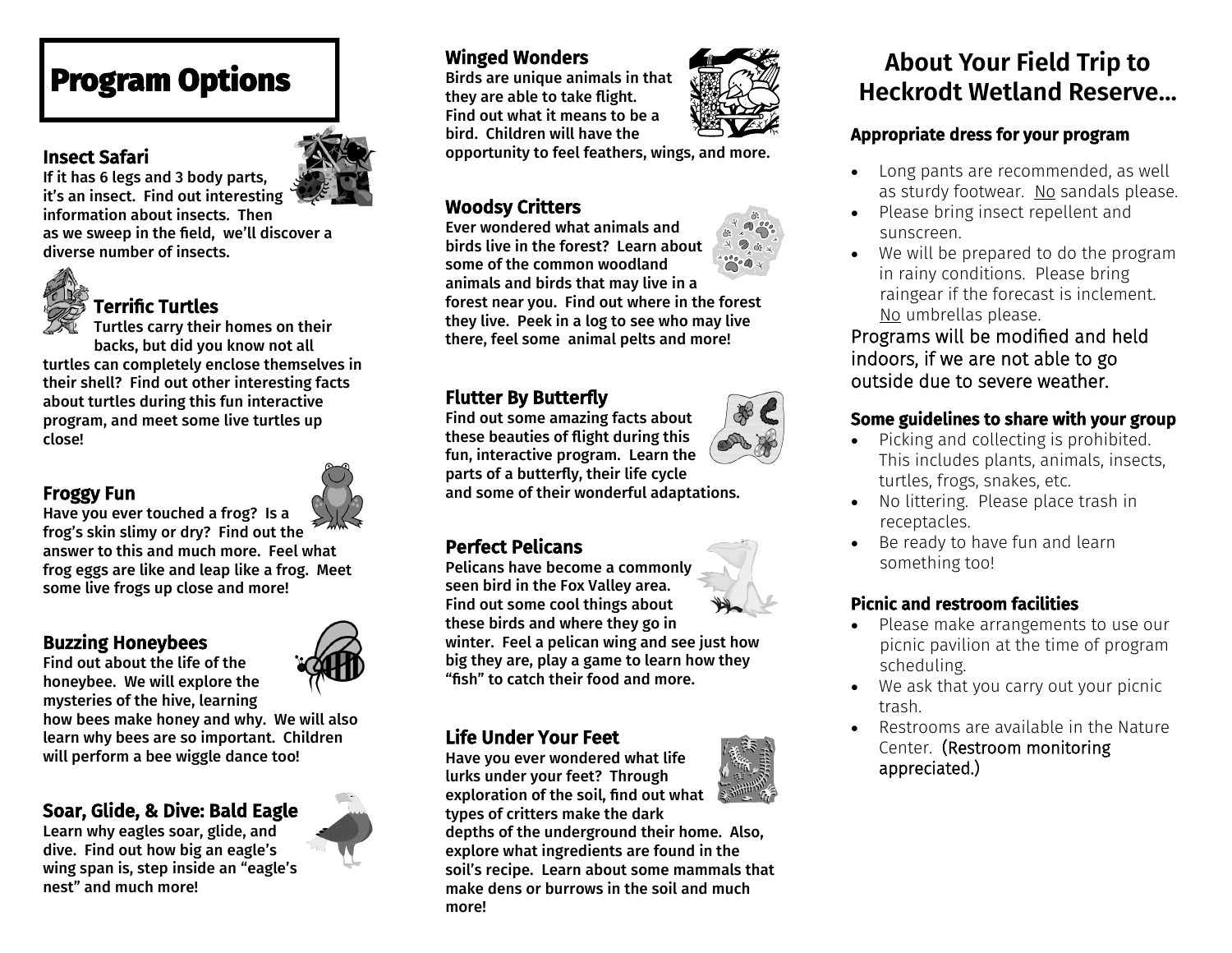# Program Options

### Insect Safari

If it has 6 legs and 3 body parts, it's an insect. Find out interesting information about insects. Then as we sweep in the field, we'll discover a diverse number of insects.

### Terrific Turtles

Turtles carry their homes on their backs, but did you know not all turtles can completely enclose themselves in their shell? Find out other interesting facts about turtles during this fun interactive program, and meet some live turtles up close!

### Froggy Fun

Have you ever touched a frog? Is a frog's skin slimy or dry? Find out the answer to this and much more. Feel what frog eggs are like and leap like a frog. Meet some live frogs up close and more!

### Buzzing Honeybees

Find out about the life of the honeybee. We will explore the mysteries of the hive, learning how bees make honey and why. We will also learn why bees are so important. Children will perform a bee wiggle dance too!

### Soar, Glide, & Dive: Bald Eagle

Learn why eagles soar, glide, and dive. Find out how big an eagle's wing span is, step inside an "eagle's nest" and much more!

### Winged Wonders

Birds are unique animals in that they are able to take flight. Find out what it means to be a bird. Children will have the opportunity to feel feathers, wings, and more.

### Woodsy Critters

Ever wondered what animals and birds live in the forest? Learn about some of the common woodland animals and birds that may live in a forest near you. Find out where in the forest they live. Peek in a log to see who may live there, feel some animal pelts and more!

### Flutter By Butterfly

Find out some amazing facts about these beauties of flight during this fun, interactive program. Learn the parts of a butterfly, their life cycle and some of their wonderful adaptations.

### Perfect Pelicans

Pelicans have become a commonly seen bird in the Fox Valley area. Find out some cool things about these birds and where they go in winter. Feel a pelican wing and see just how big they are, play a game to learn how they "fish" to catch their food and more.

### Life Under Your Feet

Have you ever wondered what life lurks under your feet? Through exploration of the soil, find out what types of critters make the dark depths of the underground their home. Also, explore what ingredients are found in the soil's recipe. Learn about some mammals that make dens or burrows in the soil and much more!

# About Your Field Trip to Heckrodt Wetland Reserve…

### Appropriate dress for your program

- Long pants are recommended, as well as sturdy footwear. No sandals please.
- Please bring insect repellent and sunscreen.
- We will be prepared to do the program in rainy conditions. Please bring raingear if the forecast is inclement. No umbrellas please.

Programs will be modified and held indoors, if we are not able to go outside due to severe weather.

### Some guidelines to share with your group

- Picking and collecting is prohibited. This includes plants, animals, insects, turtles, frogs, snakes, etc.
- No littering. Please place trash in receptacles.
- Be ready to have fun and learn something too!

### Picnic and restroom facilities

- Please make arrangements to use our picnic pavilion at the time of program scheduling.
- We ask that you carry out your picnic trash.
- Restrooms are available in the Nature Center. (Restroom monitoring appreciated.)